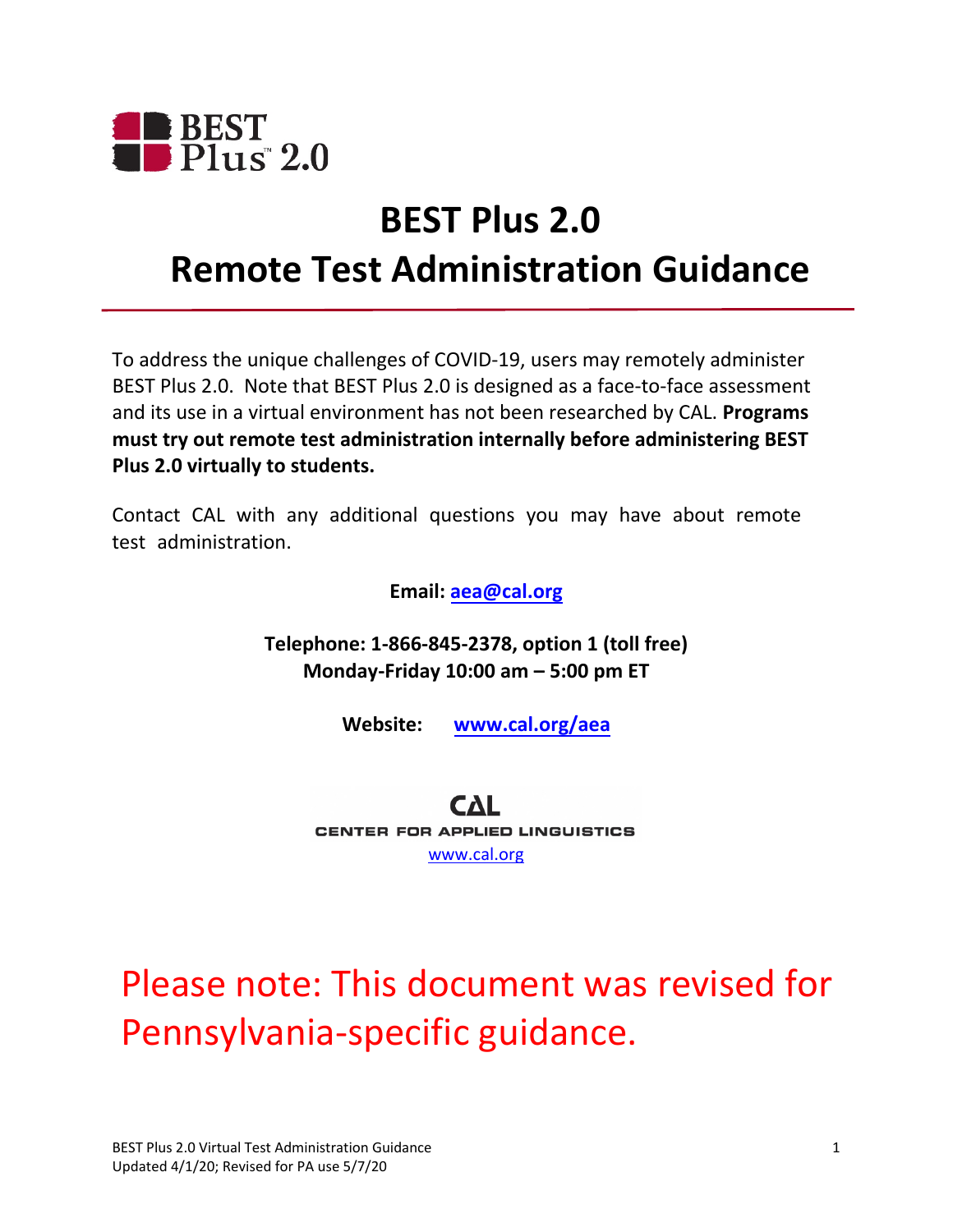BEST Plus 2.0

# BEST Plus 2.0
# Remote Test Administration Guidance

To address the unique challenges of COVID-19, users may remotely administer BEST Plus 2.0. Note that BEST Plus 2.0 is designed as a face-to-face assessment and its use in a virtual environment has not been researched by CAL. **Programs must try out remote test administration internally before administering BEST Plus 2.0 virtually to students.**

Contact CAL with any additional questions you may have about remote test administration.

**Email: aea@cal.org**

**Telephone: 1-866-845-2378, option 1 (toll free)**
**Monday-Friday 10:00 am – 5:00 pm ET**

**Website: www.cal.org/aea**

CAL
CENTER FOR APPLIED LINGUISTICS
www.cal.org

Please note: This document was revised for Pennsylvania-specific guidance.

BEST Plus 2.0 Virtual Test Administration Guidance
Updated 4/1/20; Revised for PA use 5/7/20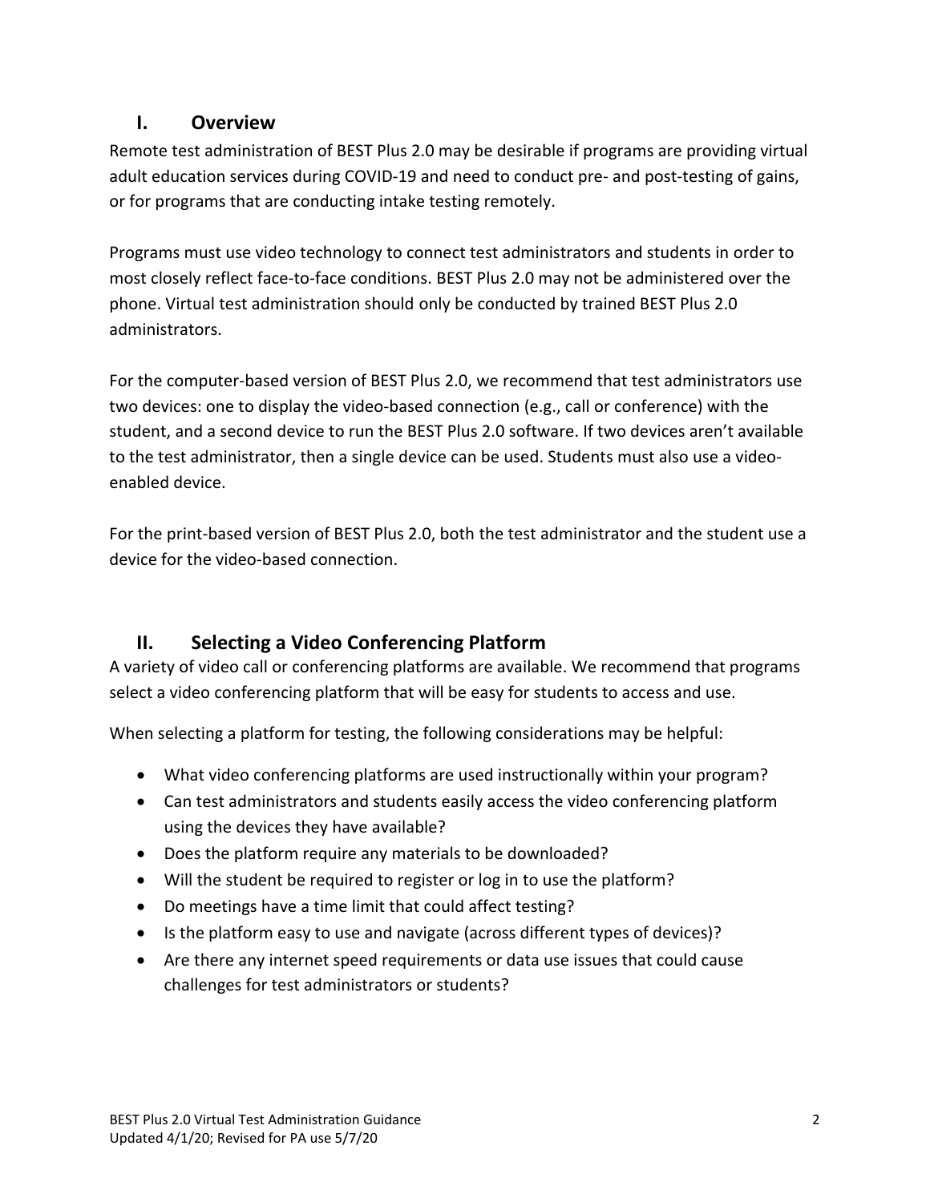## I. Overview

Remote test administration of BEST Plus 2.0 may be desirable if programs are providing virtual adult education services during COVID-19 and need to conduct pre- and post-testing of gains, or for programs that are conducting intake testing remotely.

Programs must use video technology to connect test administrators and students in order to most closely reflect face-to-face conditions. BEST Plus 2.0 may not be administered over the phone. Virtual test administration should only be conducted by trained BEST Plus 2.0 administrators.

For the computer-based version of BEST Plus 2.0, we recommend that test administrators use two devices: one to display the video-based connection (e.g., call or conference) with the student, and a second device to run the BEST Plus 2.0 software. If two devices aren't available to the test administrator, then a single device can be used. Students must also use a video-enabled device.

For the print-based version of BEST Plus 2.0, both the test administrator and the student use a device for the video-based connection.

## II. Selecting a Video Conferencing Platform

A variety of video call or conferencing platforms are available. We recommend that programs select a video conferencing platform that will be easy for students to access and use.

When selecting a platform for testing, the following considerations may be helpful:

- What video conferencing platforms are used instructionally within your program?
- Can test administrators and students easily access the video conferencing platform using the devices they have available?
- Does the platform require any materials to be downloaded?
- Will the student be required to register or log in to use the platform?
- Do meetings have a time limit that could affect testing?
- Is the platform easy to use and navigate (across different types of devices)?
- Are there any internet speed requirements or data use issues that could cause challenges for test administrators or students?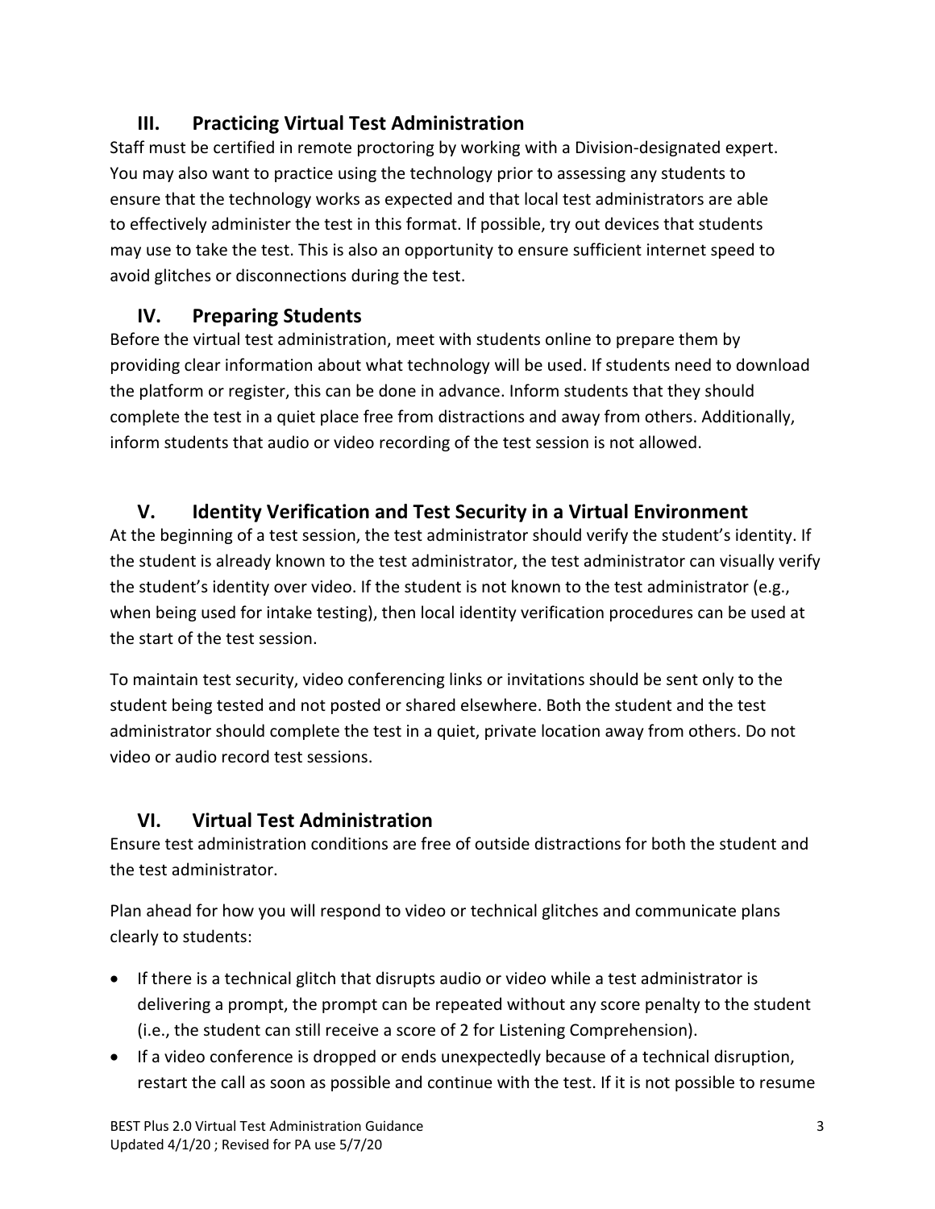## III. Practicing Virtual Test Administration

Staff must be certified in remote proctoring by working with a Division-designated expert. You may also want to practice using the technology prior to assessing any students to ensure that the technology works as expected and that local test administrators are able to effectively administer the test in this format. If possible, try out devices that students may use to take the test. This is also an opportunity to ensure sufficient internet speed to avoid glitches or disconnections during the test.

## IV. Preparing Students

Before the virtual test administration, meet with students online to prepare them by providing clear information about what technology will be used. If students need to download the platform or register, this can be done in advance. Inform students that they should complete the test in a quiet place free from distractions and away from others. Additionally, inform students that audio or video recording of the test session is not allowed.

## V. Identity Verification and Test Security in a Virtual Environment

At the beginning of a test session, the test administrator should verify the student's identity. If the student is already known to the test administrator, the test administrator can visually verify the student's identity over video. If the student is not known to the test administrator (e.g., when being used for intake testing), then local identity verification procedures can be used at the start of the test session.

To maintain test security, video conferencing links or invitations should be sent only to the student being tested and not posted or shared elsewhere. Both the student and the test administrator should complete the test in a quiet, private location away from others. Do not video or audio record test sessions.

## VI. Virtual Test Administration

Ensure test administration conditions are free of outside distractions for both the student and the test administrator.

Plan ahead for how you will respond to video or technical glitches and communicate plans clearly to students:

- If there is a technical glitch that disrupts audio or video while a test administrator is delivering a prompt, the prompt can be repeated without any score penalty to the student (i.e., the student can still receive a score of 2 for Listening Comprehension).
- If a video conference is dropped or ends unexpectedly because of a technical disruption, restart the call as soon as possible and continue with the test. If it is not possible to resume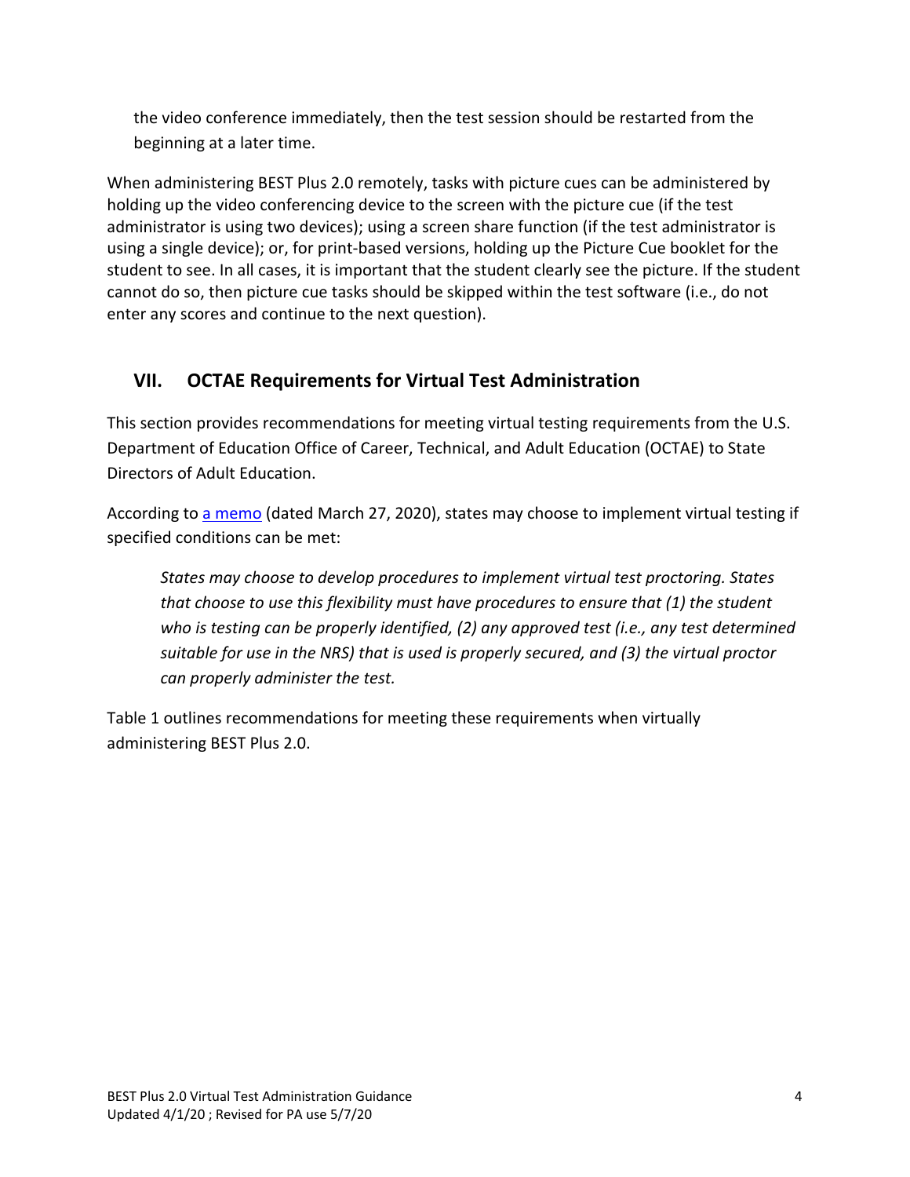the video conference immediately, then the test session should be restarted from the beginning at a later time.

When administering BEST Plus 2.0 remotely, tasks with picture cues can be administered by holding up the video conferencing device to the screen with the picture cue (if the test administrator is using two devices); using a screen share function (if the test administrator is using a single device); or, for print-based versions, holding up the Picture Cue booklet for the student to see. In all cases, it is important that the student clearly see the picture. If the student cannot do so, then picture cue tasks should be skipped within the test software (i.e., do not enter any scores and continue to the next question).

## VII. OCTAE Requirements for Virtual Test Administration

This section provides recommendations for meeting virtual testing requirements from the U.S. Department of Education Office of Career, Technical, and Adult Education (OCTAE) to State Directors of Adult Education.

According to a memo (dated March 27, 2020), states may choose to implement virtual testing if specified conditions can be met:

> *States may choose to develop procedures to implement virtual test proctoring. States that choose to use this flexibility must have procedures to ensure that (1) the student who is testing can be properly identified, (2) any approved test (i.e., any test determined suitable for use in the NRS) that is used is properly secured, and (3) the virtual proctor can properly administer the test.*

Table 1 outlines recommendations for meeting these requirements when virtually administering BEST Plus 2.0.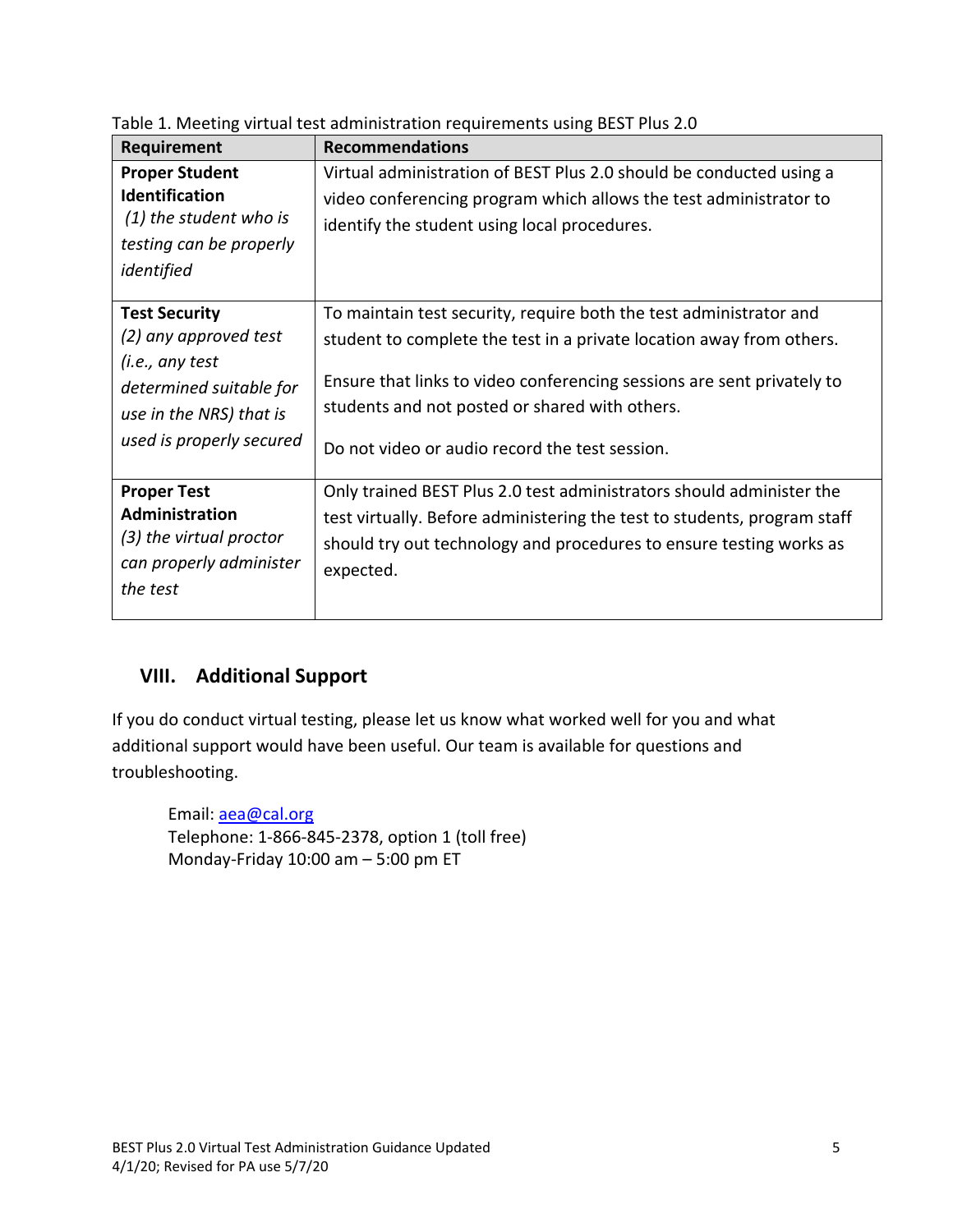Table 1. Meeting virtual test administration requirements using BEST Plus 2.0

| Requirement | Recommendations |
|---|---|
| **Proper Student Identification** *(1) the student who is testing can be properly identified* | Virtual administration of BEST Plus 2.0 should be conducted using a video conferencing program which allows the test administrator to identify the student using local procedures. |
| **Test Security** *(2) any approved test (i.e., any test determined suitable for use in the NRS) that is used is properly secured* | To maintain test security, require both the test administrator and student to complete the test in a private location away from others.<br><br>Ensure that links to video conferencing sessions are sent privately to students and not posted or shared with others.<br><br>Do not video or audio record the test session. |
| **Proper Test Administration** *(3) the virtual proctor can properly administer the test* | Only trained BEST Plus 2.0 test administrators should administer the test virtually. Before administering the test to students, program staff should try out technology and procedures to ensure testing works as expected. |

## VIII. Additional Support

If you do conduct virtual testing, please let us know what worked well for you and what additional support would have been useful. Our team is available for questions and troubleshooting.

Email: [aea@cal.org](mailto:aea@cal.org)
Telephone: 1-866-845-2378, option 1 (toll free)
Monday-Friday 10:00 am – 5:00 pm ET